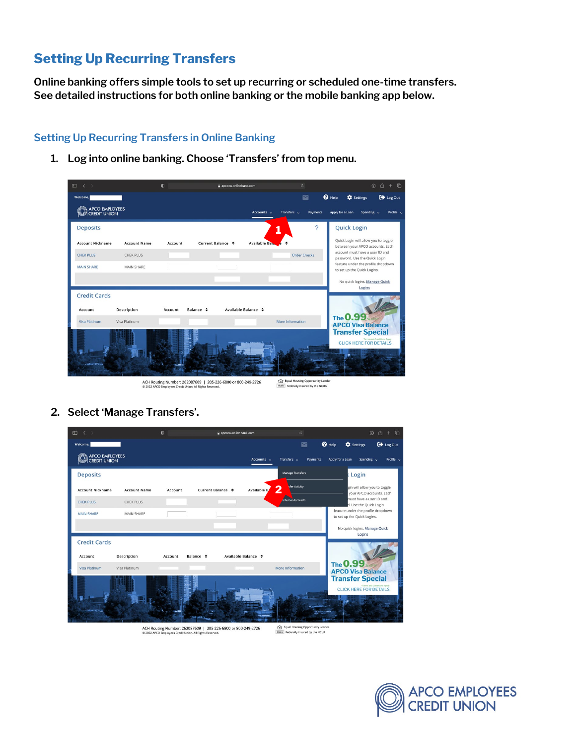# Setting Up Recurring Transfers

**Online banking offers simple tools to set up recurring or scheduled one-time transfers. See detailed instructions for both online banking or the mobile banking app below.**

## Setting Up Recurring Transfers in Online Banking

1. **Log into online banking. Choose 'Transfers' from top menu.**

2. **Select 'Manage Transfers'.**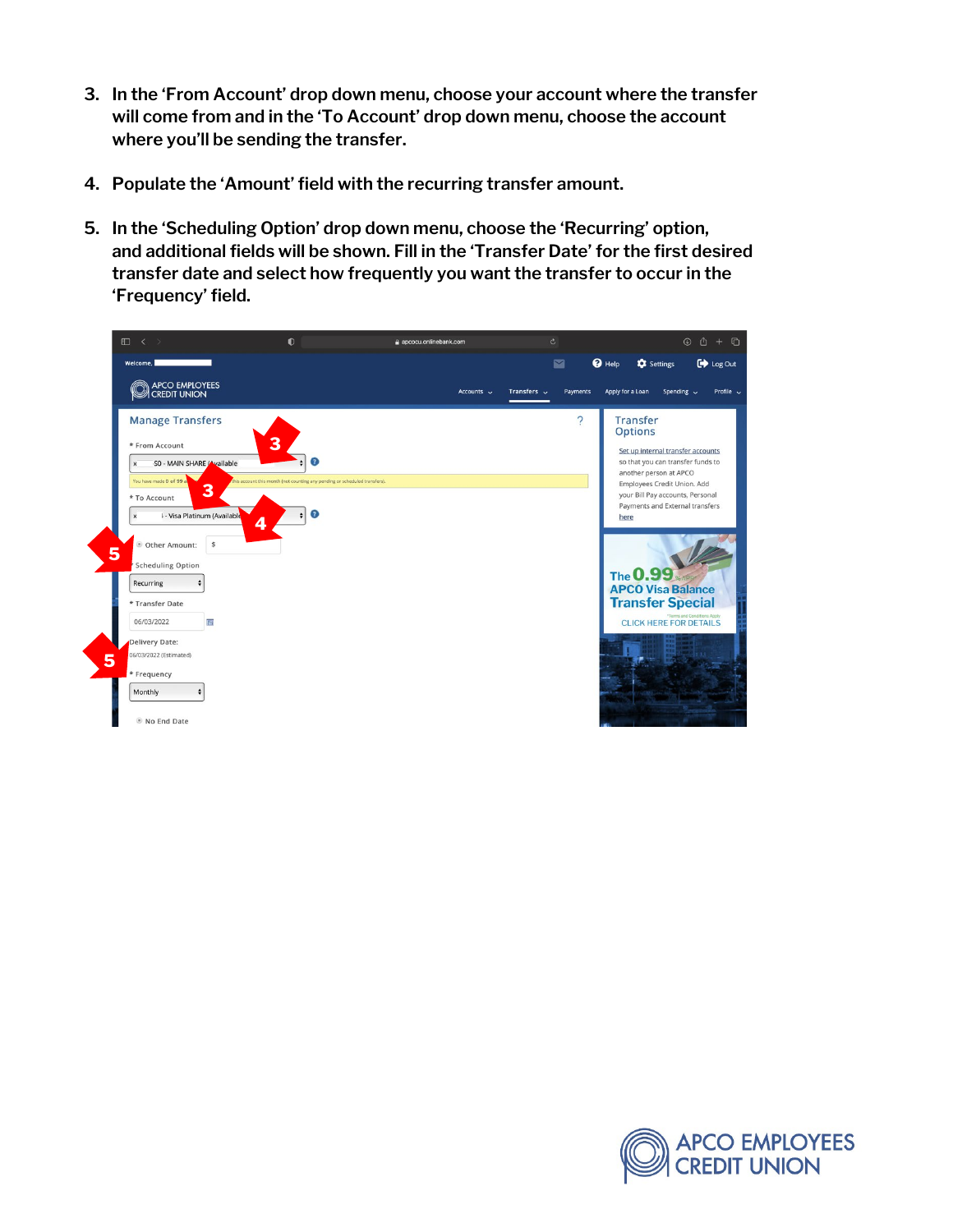3. In the 'From Account' drop down menu, choose your account where the transfer will come from and in the 'To Account' drop down menu, choose the account where you'll be sending the transfer.

4. Populate the 'Amount' field with the recurring transfer amount.

5. In the 'Scheduling Option' drop down menu, choose the 'Recurring' option, and additional fields will be shown. Fill in the 'Transfer Date' for the first desired transfer date and select how frequently you want the transfer to occur in the 'Frequency' field.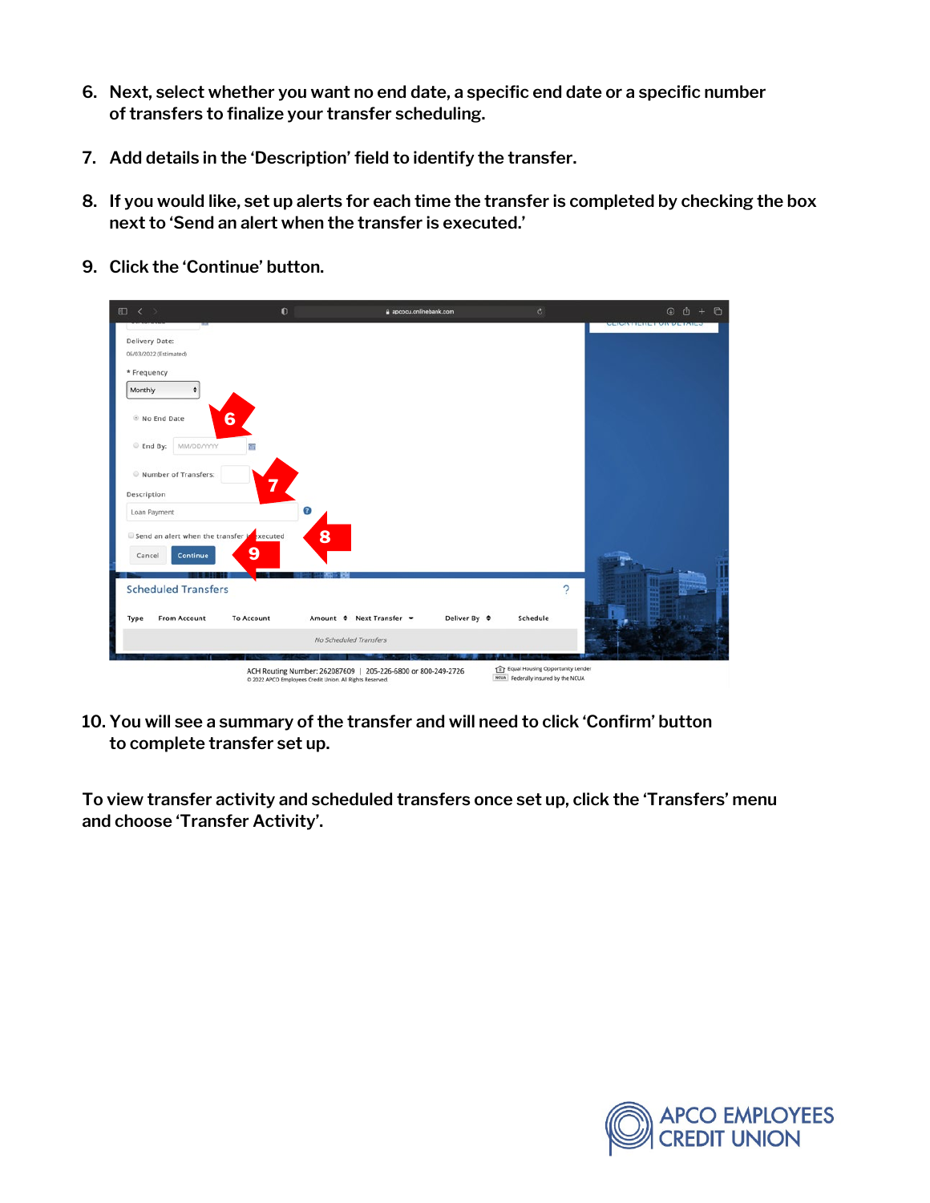6. Next, select whether you want no end date, a specific end date or a specific number of transfers to finalize your transfer scheduling.

7. Add details in the 'Description' field to identify the transfer.

8. If you would like, set up alerts for each time the transfer is completed by checking the box next to 'Send an alert when the transfer is executed.'

9. Click the 'Continue' button.

10. You will see a summary of the transfer and will need to click 'Confirm' button to complete transfer set up.

To view transfer activity and scheduled transfers once set up, click the 'Transfers' menu and choose 'Transfer Activity'.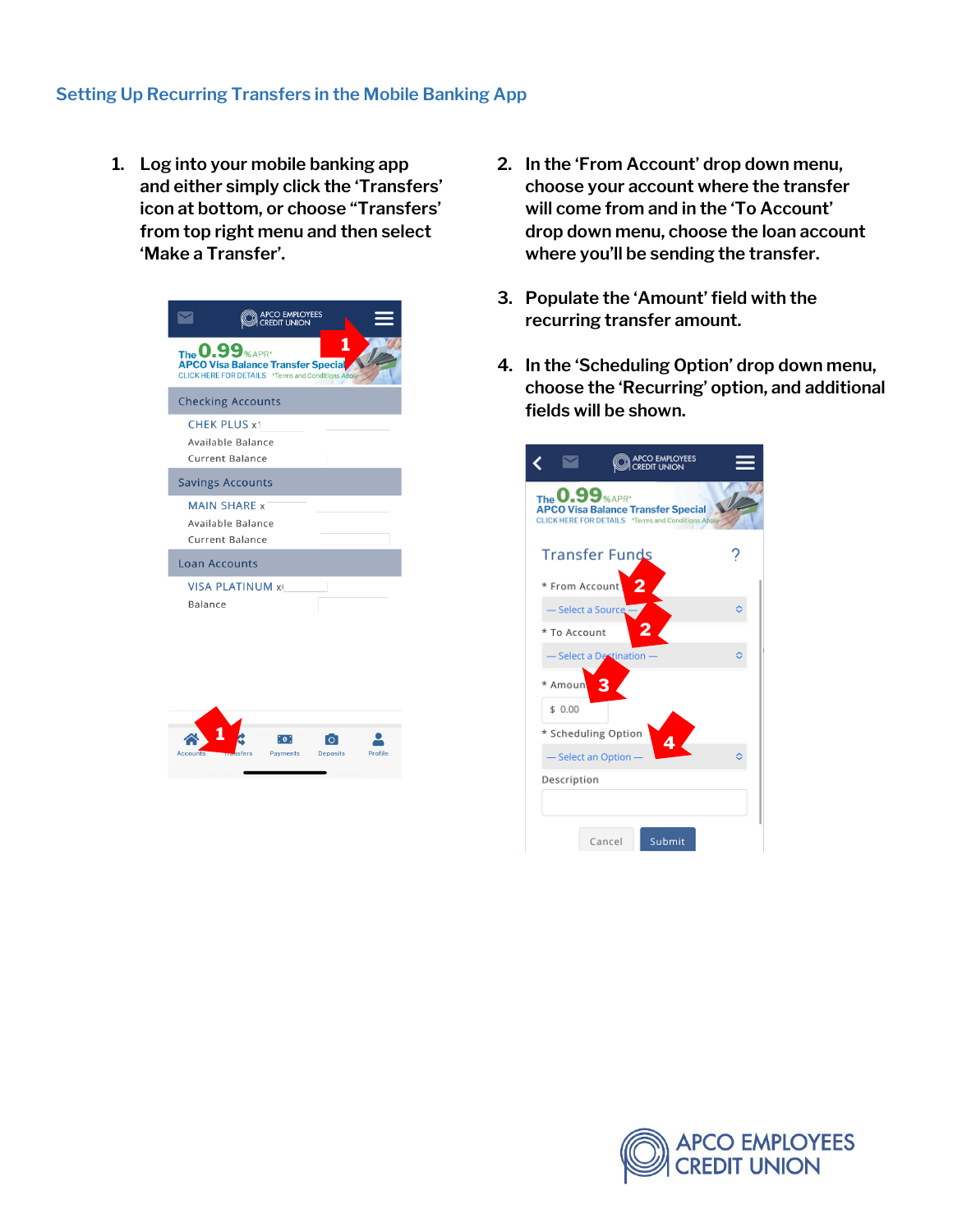## Setting Up Recurring Transfers in the Mobile Banking App

1. Log into your mobile banking app and either simply click the 'Transfers' icon at bottom, or choose "Transfers" from top right menu and then select 'Make a Transfer'.

2. In the 'From Account' drop down menu, choose your account where the transfer will come from and in the 'To Account' drop down menu, choose the loan account where you'll be sending the transfer.

3. Populate the 'Amount' field with the recurring transfer amount.

4. In the 'Scheduling Option' drop down menu, choose the 'Recurring' option, and additional fields will be shown.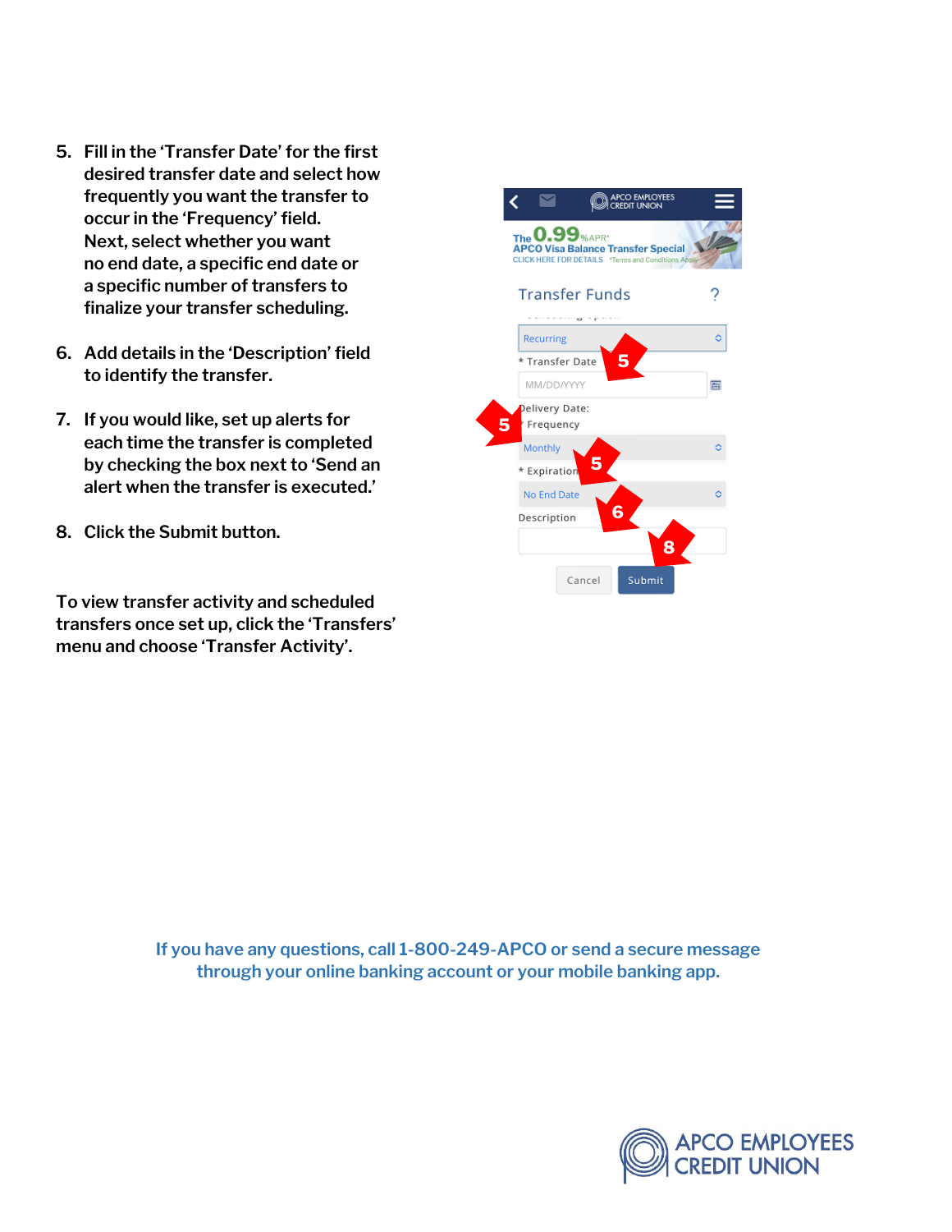5. Fill in the 'Transfer Date' for the first desired transfer date and select how frequently you want the transfer to occur in the 'Frequency' field. Next, select whether you want no end date, a specific end date or a specific number of transfers to finalize your transfer scheduling.

6. Add details in the 'Description' field to identify the transfer.

7. If you would like, set up alerts for each time the transfer is completed by checking the box next to 'Send an alert when the transfer is executed.'

8. Click the Submit button.

To view transfer activity and scheduled transfers once set up, click the 'Transfers' menu and choose 'Transfer Activity'.

If you have any questions, call 1-800-249-APCO or send a secure message through your online banking account or your mobile banking app.

APCO EMPLOYEES CREDIT UNION